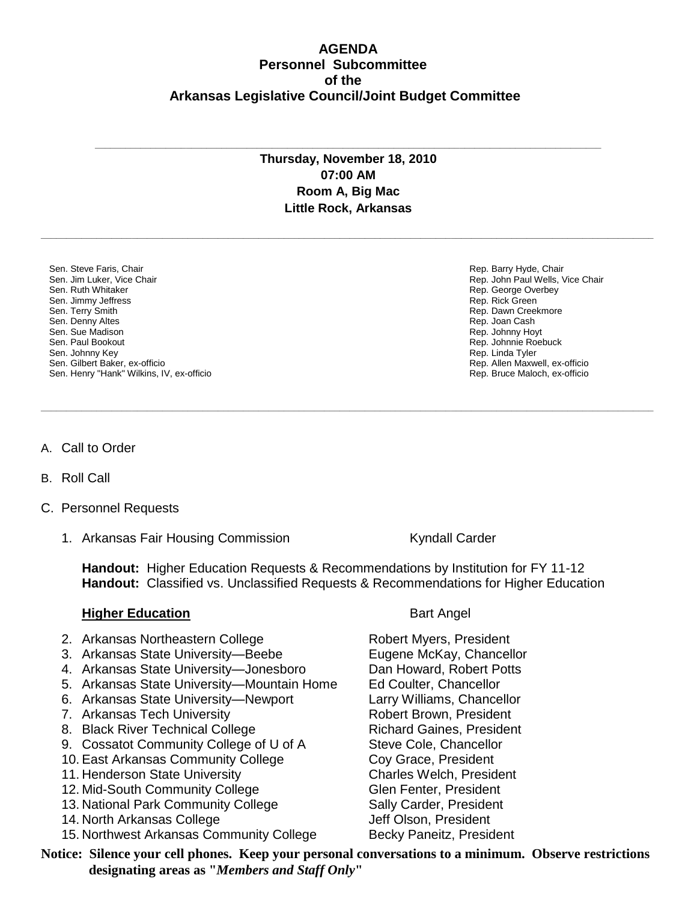# AGENDA
## Personnel Subcommittee
## of the
## Arkansas Legislative Council/Joint Budget Committee

---

**Thursday, November 18, 2010**
**07:00 AM**
**Room A, Big Mac**
**Little Rock, Arkansas**

---

| Senate | House |
|---|---|
| Sen. Steve Faris, Chair | Rep. Barry Hyde, Chair |
| Sen. Jim Luker, Vice Chair | Rep. John Paul Wells, Vice Chair |
| Sen. Ruth Whitaker | Rep. George Overbey |
| Sen. Jimmy Jeffress | Rep. Rick Green |
| Sen. Terry Smith | Rep. Dawn Creekmore |
| Sen. Denny Altes | Rep. Joan Cash |
| Sen. Sue Madison | Rep. Johnny Hoyt |
| Sen. Paul Bookout | Rep. Johnnie Roebuck |
| Sen. Johnny Key | Rep. Linda Tyler |
| Sen. Gilbert Baker, ex-officio | Rep. Allen Maxwell, ex-officio |
| Sen. Henry "Hank" Wilkins, IV, ex-officio | Rep. Bruce Maloch, ex-officio |

---

A. Call to Order

B. Roll Call

C. Personnel Requests

1. Arkansas Fair Housing Commission — Kyndall Carder

**Handout:** Higher Education Requests & Recommendations by Institution for FY 11-12
**Handout:** Classified vs. Unclassified Requests & Recommendations for Higher Education

**Higher Education** — Bart Angel

2. Arkansas Northeastern College — Robert Myers, President
3. Arkansas State University—Beebe — Eugene McKay, Chancellor
4. Arkansas State University—Jonesboro — Dan Howard, Robert Potts
5. Arkansas State University—Mountain Home — Ed Coulter, Chancellor
6. Arkansas State University—Newport — Larry Williams, Chancellor
7. Arkansas Tech University — Robert Brown, President
8. Black River Technical College — Richard Gaines, President
9. Cossatot Community College of U of A — Steve Cole, Chancellor
10. East Arkansas Community College — Coy Grace, President
11. Henderson State University — Charles Welch, President
12. Mid-South Community College — Glen Fenter, President
13. National Park Community College — Sally Carder, President
14. North Arkansas College — Jeff Olson, President
15. Northwest Arkansas Community College — Becky Paneitz, President

**Notice: Silence your cell phones. Keep your personal conversations to a minimum. Observe restrictions designating areas as "*Members and Staff Only*"**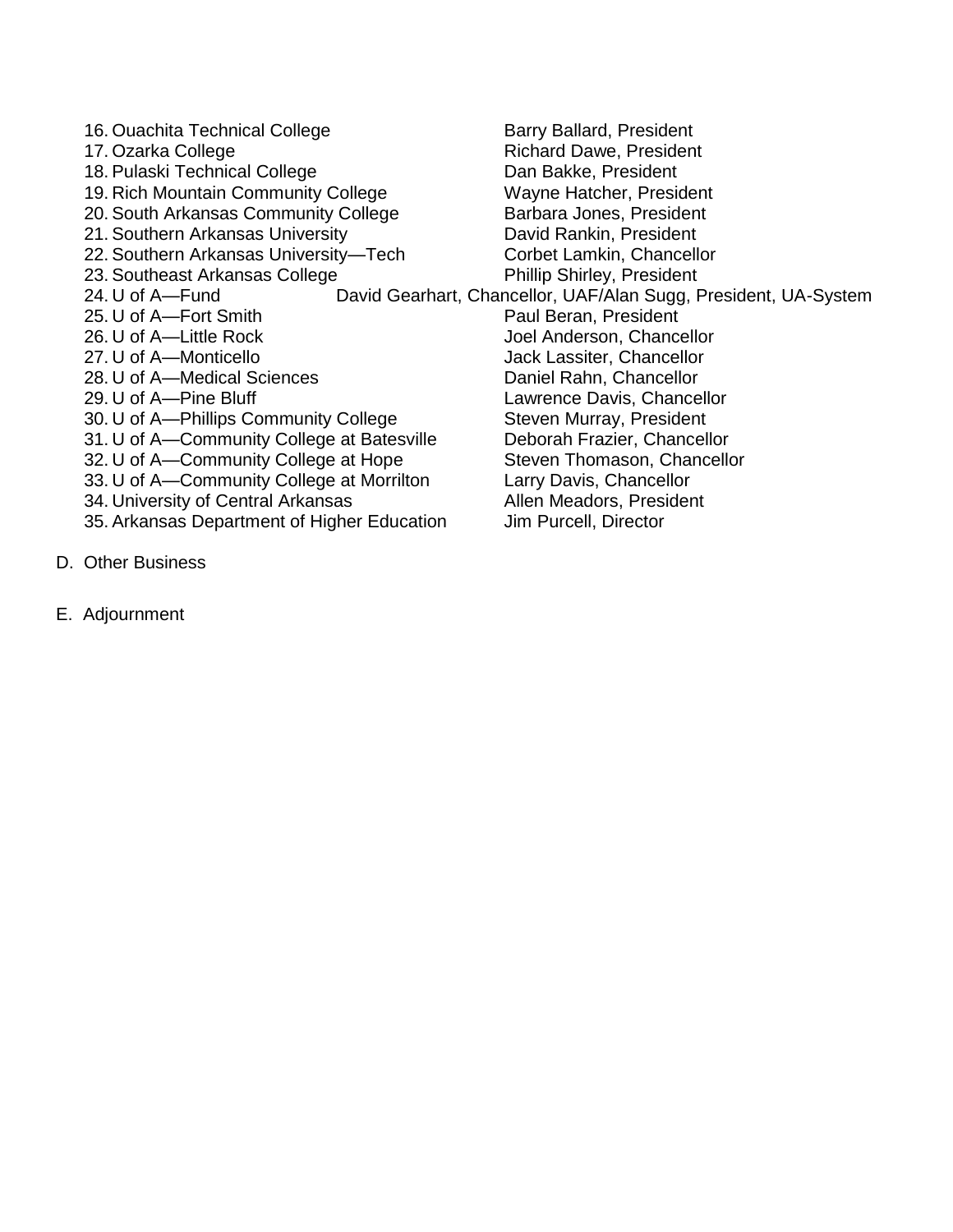16. Ouachita Technical College — Barry Ballard, President
17. Ozarka College — Richard Dawe, President
18. Pulaski Technical College — Dan Bakke, President
19. Rich Mountain Community College — Wayne Hatcher, President
20. South Arkansas Community College — Barbara Jones, President
21. Southern Arkansas University — David Rankin, President
22. Southern Arkansas University—Tech — Corbet Lamkin, Chancellor
23. Southeast Arkansas College — Phillip Shirley, President
24. U of A—Fund — David Gearhart, Chancellor, UAF/Alan Sugg, President, UA-System
25. U of A—Fort Smith — Paul Beran, President
26. U of A—Little Rock — Joel Anderson, Chancellor
27. U of A—Monticello — Jack Lassiter, Chancellor
28. U of A—Medical Sciences — Daniel Rahn, Chancellor
29. U of A—Pine Bluff — Lawrence Davis, Chancellor
30. U of A—Phillips Community College — Steven Murray, President
31. U of A—Community College at Batesville — Deborah Frazier, Chancellor
32. U of A—Community College at Hope — Steven Thomason, Chancellor
33. U of A—Community College at Morrilton — Larry Davis, Chancellor
34. University of Central Arkansas — Allen Meadors, President
35. Arkansas Department of Higher Education — Jim Purcell, Director

D. Other Business

E. Adjournment